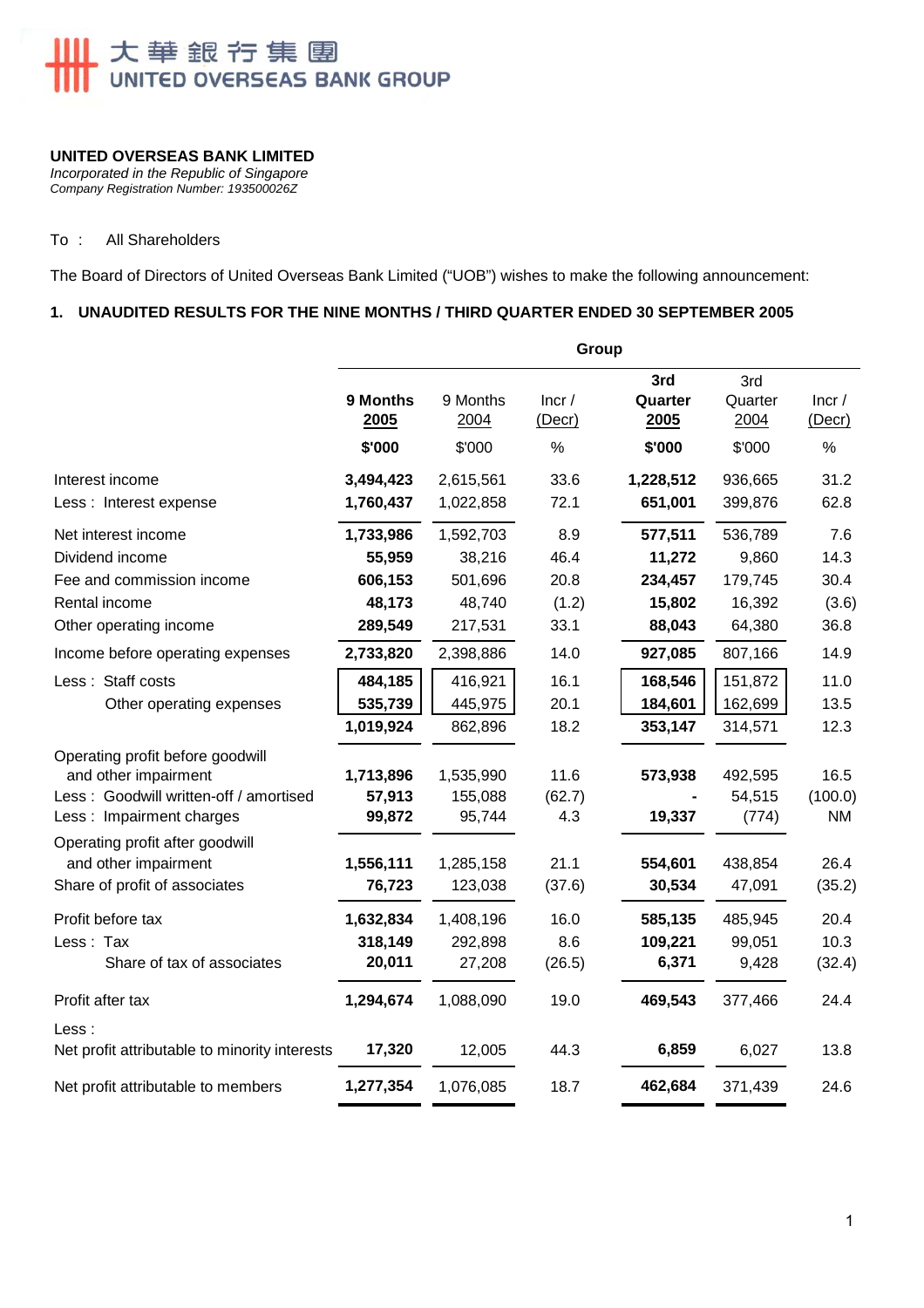大華銀行集團
UNITED OVERSEAS BANK GROUP

**UNITED OVERSEAS BANK LIMITED**
*Incorporated in the Republic of Singapore*
*Company Registration Number: 193500026Z*

To : All Shareholders

The Board of Directors of United Overseas Bank Limited ("UOB") wishes to make the following announcement:

## 1. UNAUDITED RESULTS FOR THE NINE MONTHS / THIRD QUARTER ENDED 30 SEPTEMBER 2005

| | Group | | | | | |
|---|---|---|---|---|---|---|
| | **9 Months 2005** | 9 Months 2004 | Incr / (Decr) | **3rd Quarter 2005** | 3rd Quarter 2004 | Incr / (Decr) |
| | **$'000** | $'000 | % | **$'000** | $'000 | % |
| Interest income | **3,494,423** | 2,615,561 | 33.6 | **1,228,512** | 936,665 | 31.2 |
| Less : Interest expense | **1,760,437** | 1,022,858 | 72.1 | **651,001** | 399,876 | 62.8 |
| Net interest income | **1,733,986** | 1,592,703 | 8.9 | **577,511** | 536,789 | 7.6 |
| Dividend income | **55,959** | 38,216 | 46.4 | **11,272** | 9,860 | 14.3 |
| Fee and commission income | **606,153** | 501,696 | 20.8 | **234,457** | 179,745 | 30.4 |
| Rental income | **48,173** | 48,740 | (1.2) | **15,802** | 16,392 | (3.6) |
| Other operating income | **289,549** | 217,531 | 33.1 | **88,043** | 64,380 | 36.8 |
| Income before operating expenses | **2,733,820** | 2,398,886 | 14.0 | **927,085** | 807,166 | 14.9 |
| Less : Staff costs | **484,185** | 416,921 | 16.1 | **168,546** | 151,872 | 11.0 |
| Other operating expenses | **535,739** | 445,975 | 20.1 | **184,601** | 162,699 | 13.5 |
| | **1,019,924** | 862,896 | 18.2 | **353,147** | 314,571 | 12.3 |
| Operating profit before goodwill and other impairment | **1,713,896** | 1,535,990 | 11.6 | **573,938** | 492,595 | 16.5 |
| Less : Goodwill written-off / amortised | **57,913** | 155,088 | (62.7) | **-** | 54,515 | (100.0) |
| Less : Impairment charges | **99,872** | 95,744 | 4.3 | **19,337** | (774) | NM |
| Operating profit after goodwill and other impairment | **1,556,111** | 1,285,158 | 21.1 | **554,601** | 438,854 | 26.4 |
| Share of profit of associates | **76,723** | 123,038 | (37.6) | **30,534** | 47,091 | (35.2) |
| Profit before tax | **1,632,834** | 1,408,196 | 16.0 | **585,135** | 485,945 | 20.4 |
| Less : Tax | **318,149** | 292,898 | 8.6 | **109,221** | 99,051 | 10.3 |
| Share of tax of associates | **20,011** | 27,208 | (26.5) | **6,371** | 9,428 | (32.4) |
| Profit after tax | **1,294,674** | 1,088,090 | 19.0 | **469,543** | 377,466 | 24.4 |
| Less : Net profit attributable to minority interests | **17,320** | 12,005 | 44.3 | **6,859** | 6,027 | 13.8 |
| Net profit attributable to members | **1,277,354** | 1,076,085 | 18.7 | **462,684** | 371,439 | 24.6 |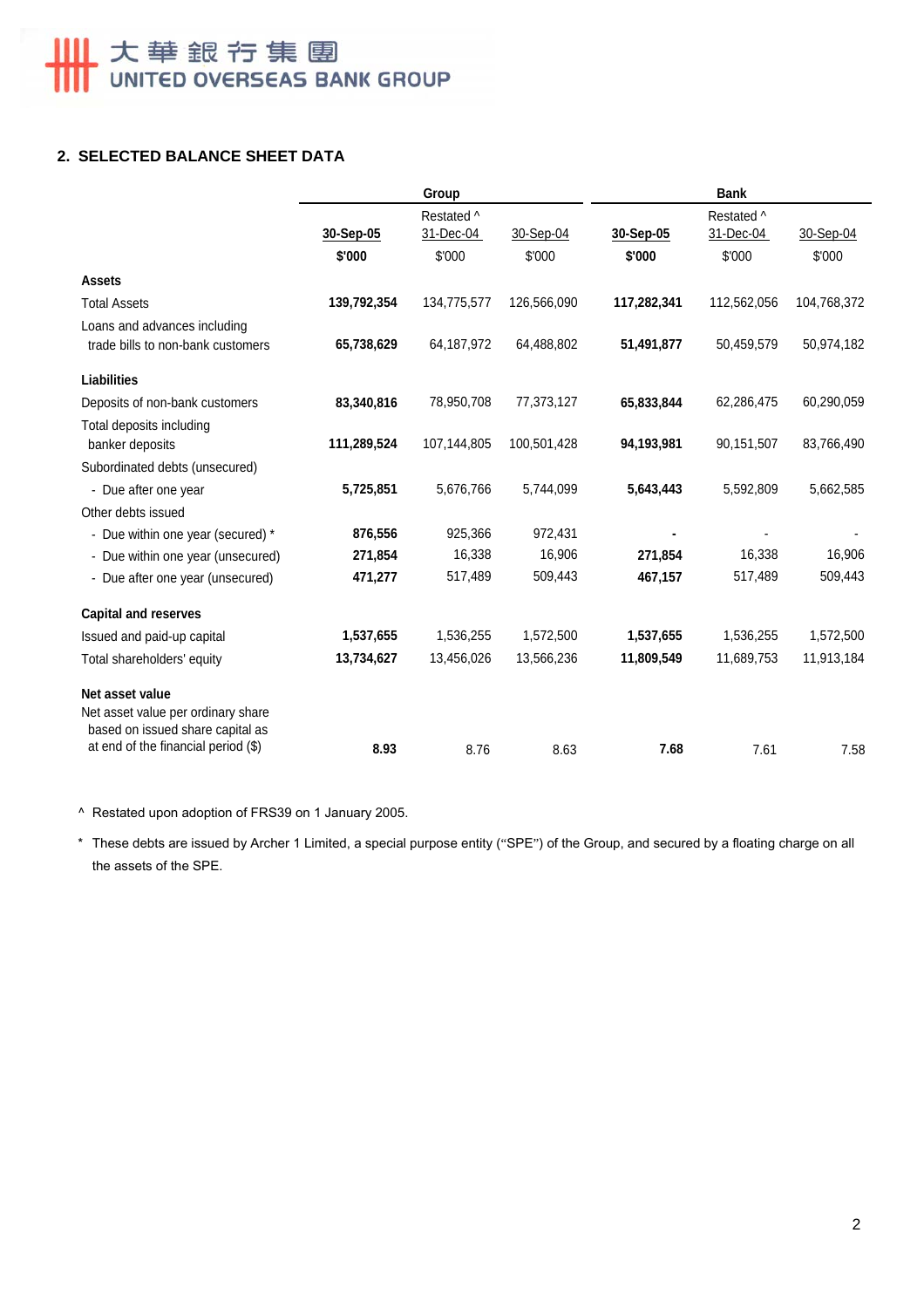## 2. SELECTED BALANCE SHEET DATA

| | Group | | | Bank | | |
|---|---|---|---|---|---|---|
| | **30-Sep-05** | Restated ^ 31-Dec-04 | 30-Sep-04 | **30-Sep-05** | Restated ^ 31-Dec-04 | 30-Sep-04 |
| | **$'000** | $'000 | $'000 | **$'000** | $'000 | $'000 |
| **Assets** | | | | | | |
| Total Assets | **139,792,354** | 134,775,577 | 126,566,090 | **117,282,341** | 112,562,056 | 104,768,372 |
| Loans and advances including trade bills to non-bank customers | **65,738,629** | 64,187,972 | 64,488,802 | **51,491,877** | 50,459,579 | 50,974,182 |
| **Liabilities** | | | | | | |
| Deposits of non-bank customers | **83,340,816** | 78,950,708 | 77,373,127 | **65,833,844** | 62,286,475 | 60,290,059 |
| Total deposits including banker deposits | **111,289,524** | 107,144,805 | 100,501,428 | **94,193,981** | 90,151,507 | 83,766,490 |
| Subordinated debts (unsecured) | | | | | | |
| - Due after one year | **5,725,851** | 5,676,766 | 5,744,099 | **5,643,443** | 5,592,809 | 5,662,585 |
| Other debts issued | | | | | | |
| - Due within one year (secured) * | **876,556** | 925,366 | 972,431 | **-** | - | - |
| - Due within one year (unsecured) | **271,854** | 16,338 | 16,906 | **271,854** | 16,338 | 16,906 |
| - Due after one year (unsecured) | **471,277** | 517,489 | 509,443 | **467,157** | 517,489 | 509,443 |
| **Capital and reserves** | | | | | | |
| Issued and paid-up capital | **1,537,655** | 1,536,255 | 1,572,500 | **1,537,655** | 1,536,255 | 1,572,500 |
| Total shareholders' equity | **13,734,627** | 13,456,026 | 13,566,236 | **11,809,549** | 11,689,753 | 11,913,184 |
| **Net asset value** | | | | | | |
| Net asset value per ordinary share based on issued share capital as at end of the financial period ($) | **8.93** | 8.76 | 8.63 | **7.68** | 7.61 | 7.58 |

^ Restated upon adoption of FRS39 on 1 January 2005.

\* These debts are issued by Archer 1 Limited, a special purpose entity ("SPE") of the Group, and secured by a floating charge on all the assets of the SPE.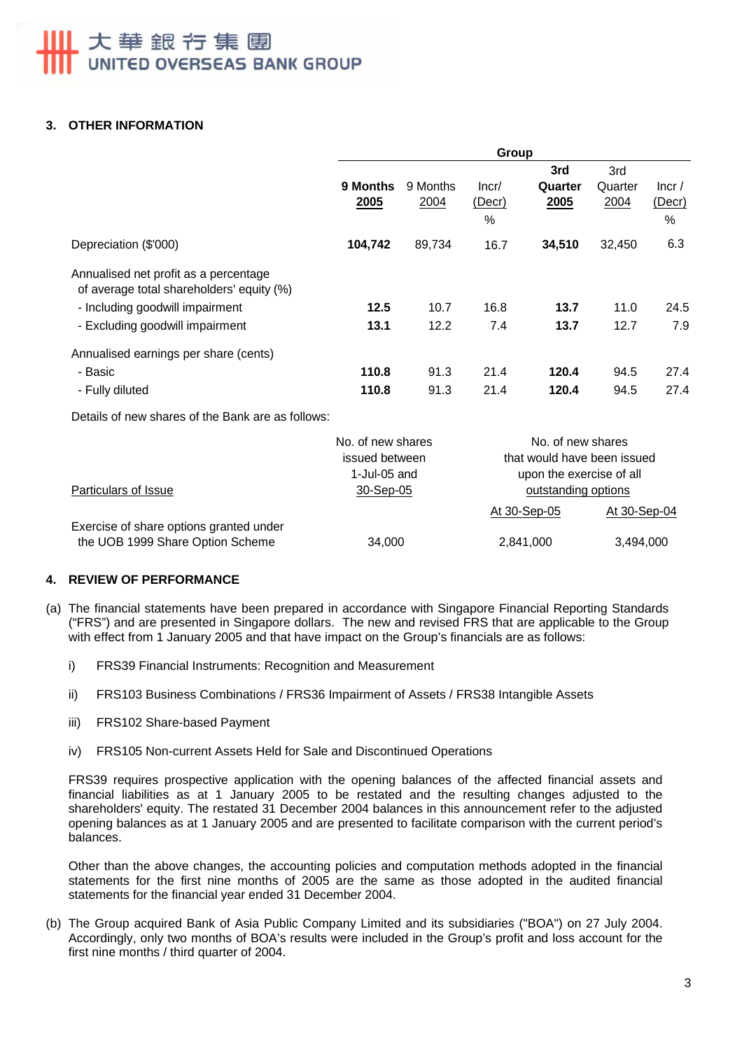## 3. OTHER INFORMATION

| | Group | | | | | |
|---|---|---|---|---|---|---|
| | **9 Months 2005** | 9 Months 2004 | Incr/ (Decr) % | **3rd Quarter 2005** | 3rd Quarter 2004 | Incr / (Decr) % |
| Depreciation ($'000) | **104,742** | 89,734 | 16.7 | **34,510** | 32,450 | 6.3 |
| Annualised net profit as a percentage of average total shareholders' equity (%) | | | | | | |
| - Including goodwill impairment | **12.5** | 10.7 | 16.8 | **13.7** | 11.0 | 24.5 |
| - Excluding goodwill impairment | **13.1** | 12.2 | 7.4 | **13.7** | 12.7 | 7.9 |
| Annualised earnings per share (cents) | | | | | | |
| - Basic | **110.8** | 91.3 | 21.4 | **120.4** | 94.5 | 27.4 |
| - Fully diluted | **110.8** | 91.3 | 21.4 | **120.4** | 94.5 | 27.4 |

Details of new shares of the Bank are as follows:

| Particulars of Issue | No. of new shares issued between 1-Jul-05 and 30-Sep-05 | No. of new shares that would have been issued upon the exercise of all outstanding options | |
|---|---|---|---|
| | | At 30-Sep-05 | At 30-Sep-04 |
| Exercise of share options granted under the UOB 1999 Share Option Scheme | 34,000 | 2,841,000 | 3,494,000 |

## 4. REVIEW OF PERFORMANCE

(a) The financial statements have been prepared in accordance with Singapore Financial Reporting Standards ("FRS") and are presented in Singapore dollars. The new and revised FRS that are applicable to the Group with effect from 1 January 2005 and that have impact on the Group's financials are as follows:

i) FRS39 Financial Instruments: Recognition and Measurement

ii) FRS103 Business Combinations / FRS36 Impairment of Assets / FRS38 Intangible Assets

iii) FRS102 Share-based Payment

iv) FRS105 Non-current Assets Held for Sale and Discontinued Operations

FRS39 requires prospective application with the opening balances of the affected financial assets and financial liabilities as at 1 January 2005 to be restated and the resulting changes adjusted to the shareholders' equity. The restated 31 December 2004 balances in this announcement refer to the adjusted opening balances as at 1 January 2005 and are presented to facilitate comparison with the current period's balances.

Other than the above changes, the accounting policies and computation methods adopted in the financial statements for the first nine months of 2005 are the same as those adopted in the audited financial statements for the financial year ended 31 December 2004.

(b) The Group acquired Bank of Asia Public Company Limited and its subsidiaries ("BOA") on 27 July 2004. Accordingly, only two months of BOA's results were included in the Group's profit and loss account for the first nine months / third quarter of 2004.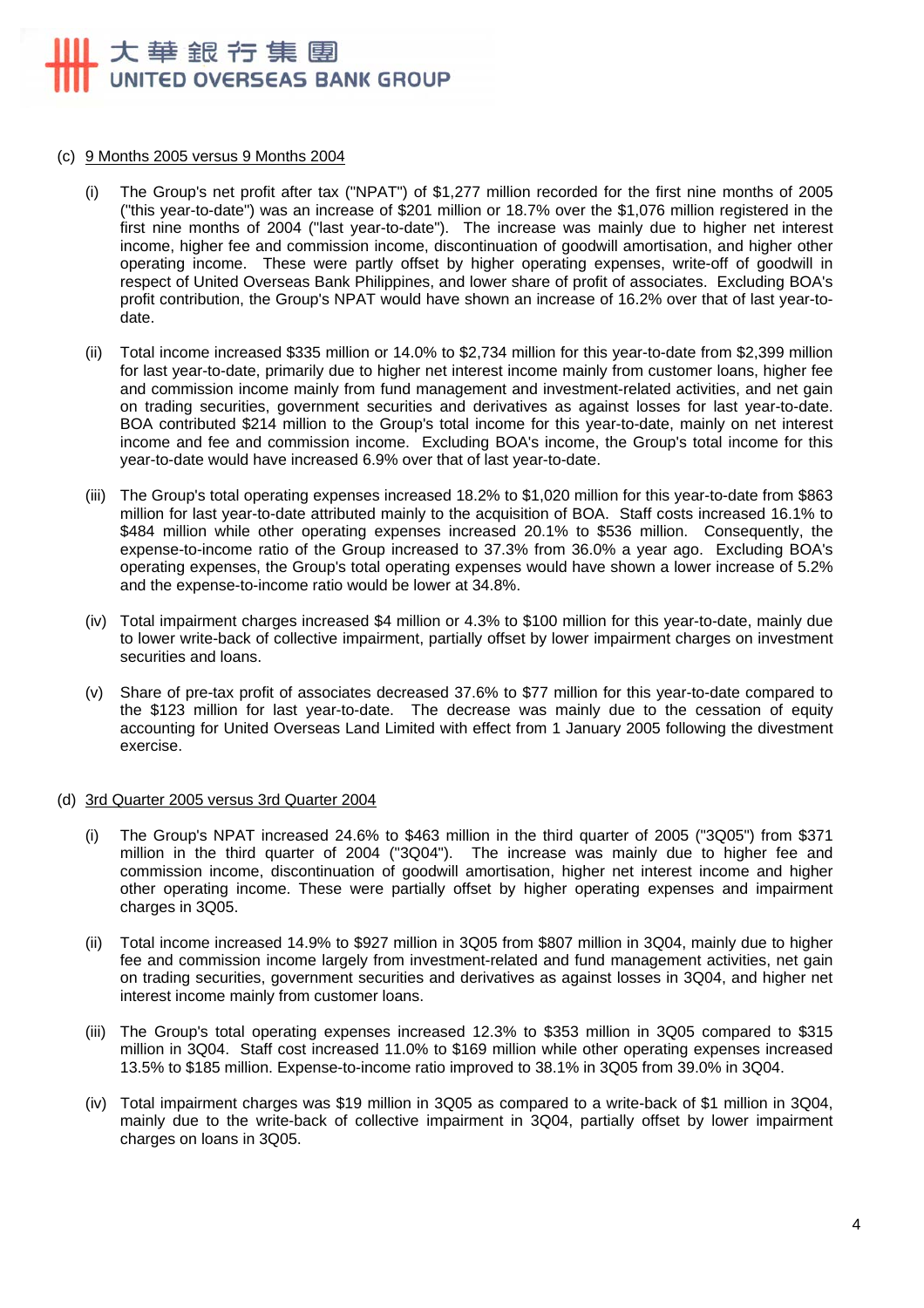(c) 9 Months 2005 versus 9 Months 2004

(i) The Group's net profit after tax ("NPAT") of $1,277 million recorded for the first nine months of 2005 ("this year-to-date") was an increase of $201 million or 18.7% over the $1,076 million registered in the first nine months of 2004 ("last year-to-date"). The increase was mainly due to higher net interest income, higher fee and commission income, discontinuation of goodwill amortisation, and higher other operating income. These were partly offset by higher operating expenses, write-off of goodwill in respect of United Overseas Bank Philippines, and lower share of profit of associates. Excluding BOA's profit contribution, the Group's NPAT would have shown an increase of 16.2% over that of last year-to-date.

(ii) Total income increased $335 million or 14.0% to $2,734 million for this year-to-date from $2,399 million for last year-to-date, primarily due to higher net interest income mainly from customer loans, higher fee and commission income mainly from fund management and investment-related activities, and net gain on trading securities, government securities and derivatives as against losses for last year-to-date. BOA contributed $214 million to the Group's total income for this year-to-date, mainly on net interest income and fee and commission income. Excluding BOA's income, the Group's total income for this year-to-date would have increased 6.9% over that of last year-to-date.

(iii) The Group's total operating expenses increased 18.2% to $1,020 million for this year-to-date from $863 million for last year-to-date attributed mainly to the acquisition of BOA. Staff costs increased 16.1% to $484 million while other operating expenses increased 20.1% to $536 million. Consequently, the expense-to-income ratio of the Group increased to 37.3% from 36.0% a year ago. Excluding BOA's operating expenses, the Group's total operating expenses would have shown a lower increase of 5.2% and the expense-to-income ratio would be lower at 34.8%.

(iv) Total impairment charges increased $4 million or 4.3% to $100 million for this year-to-date, mainly due to lower write-back of collective impairment, partially offset by lower impairment charges on investment securities and loans.

(v) Share of pre-tax profit of associates decreased 37.6% to $77 million for this year-to-date compared to the $123 million for last year-to-date. The decrease was mainly due to the cessation of equity accounting for United Overseas Land Limited with effect from 1 January 2005 following the divestment exercise.

(d) 3rd Quarter 2005 versus 3rd Quarter 2004

(i) The Group's NPAT increased 24.6% to $463 million in the third quarter of 2005 ("3Q05") from $371 million in the third quarter of 2004 ("3Q04"). The increase was mainly due to higher fee and commission income, discontinuation of goodwill amortisation, higher net interest income and higher other operating income. These were partially offset by higher operating expenses and impairment charges in 3Q05.

(ii) Total income increased 14.9% to $927 million in 3Q05 from $807 million in 3Q04, mainly due to higher fee and commission income largely from investment-related and fund management activities, net gain on trading securities, government securities and derivatives as against losses in 3Q04, and higher net interest income mainly from customer loans.

(iii) The Group's total operating expenses increased 12.3% to $353 million in 3Q05 compared to $315 million in 3Q04. Staff cost increased 11.0% to $169 million while other operating expenses increased 13.5% to $185 million. Expense-to-income ratio improved to 38.1% in 3Q05 from 39.0% in 3Q04.

(iv) Total impairment charges was $19 million in 3Q05 as compared to a write-back of $1 million in 3Q04, mainly due to the write-back of collective impairment in 3Q04, partially offset by lower impairment charges on loans in 3Q05.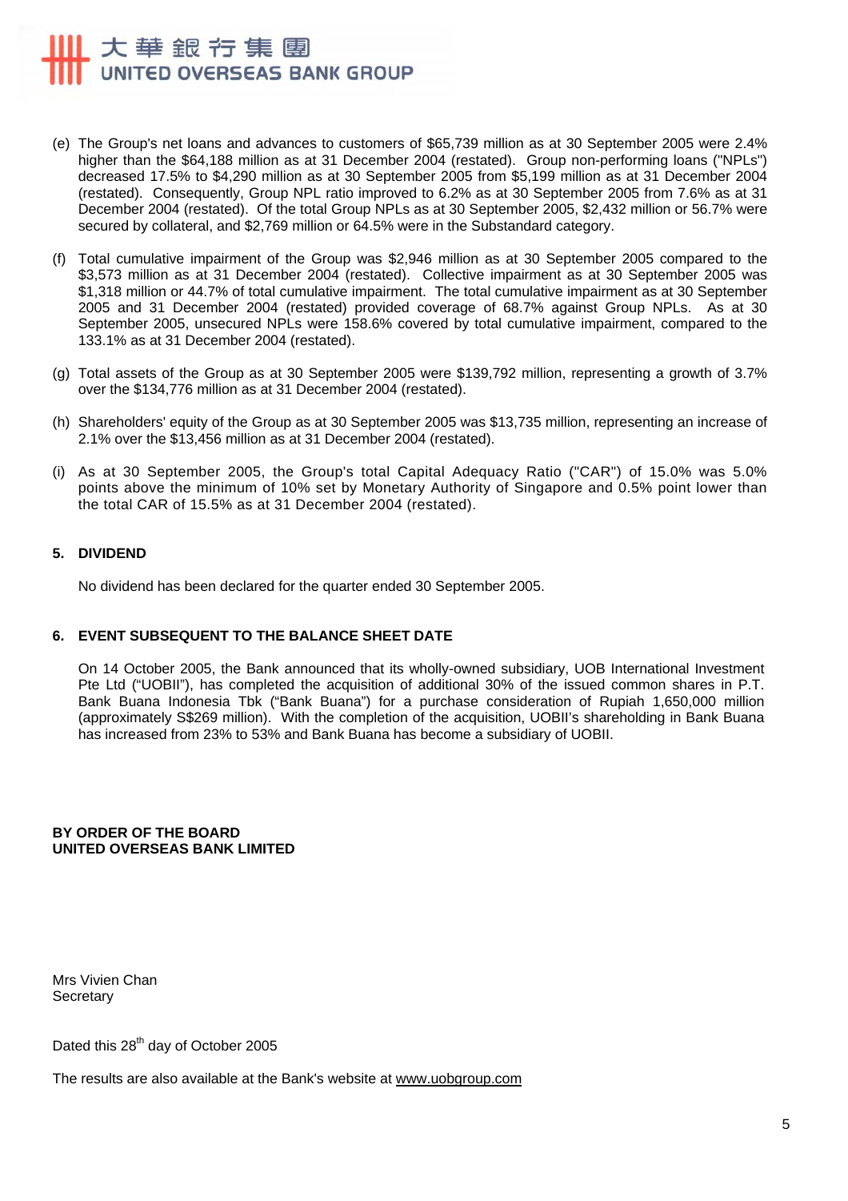(e) The Group's net loans and advances to customers of $65,739 million as at 30 September 2005 were 2.4% higher than the $64,188 million as at 31 December 2004 (restated). Group non-performing loans ("NPLs") decreased 17.5% to $4,290 million as at 30 September 2005 from $5,199 million as at 31 December 2004 (restated). Consequently, Group NPL ratio improved to 6.2% as at 30 September 2005 from 7.6% as at 31 December 2004 (restated). Of the total Group NPLs as at 30 September 2005, $2,432 million or 56.7% were secured by collateral, and $2,769 million or 64.5% were in the Substandard category.

(f) Total cumulative impairment of the Group was $2,946 million as at 30 September 2005 compared to the $3,573 million as at 31 December 2004 (restated). Collective impairment as at 30 September 2005 was $1,318 million or 44.7% of total cumulative impairment. The total cumulative impairment as at 30 September 2005 and 31 December 2004 (restated) provided coverage of 68.7% against Group NPLs. As at 30 September 2005, unsecured NPLs were 158.6% covered by total cumulative impairment, compared to the 133.1% as at 31 December 2004 (restated).

(g) Total assets of the Group as at 30 September 2005 were $139,792 million, representing a growth of 3.7% over the $134,776 million as at 31 December 2004 (restated).

(h) Shareholders' equity of the Group as at 30 September 2005 was $13,735 million, representing an increase of 2.1% over the $13,456 million as at 31 December 2004 (restated).

(i) As at 30 September 2005, the Group's total Capital Adequacy Ratio ("CAR") of 15.0% was 5.0% points above the minimum of 10% set by Monetary Authority of Singapore and 0.5% point lower than the total CAR of 15.5% as at 31 December 2004 (restated).

## 5. DIVIDEND

No dividend has been declared for the quarter ended 30 September 2005.

## 6. EVENT SUBSEQUENT TO THE BALANCE SHEET DATE

On 14 October 2005, the Bank announced that its wholly-owned subsidiary, UOB International Investment Pte Ltd ("UOBII"), has completed the acquisition of additional 30% of the issued common shares in P.T. Bank Buana Indonesia Tbk ("Bank Buana") for a purchase consideration of Rupiah 1,650,000 million (approximately S$269 million). With the completion of the acquisition, UOBII's shareholding in Bank Buana has increased from 23% to 53% and Bank Buana has become a subsidiary of UOBII.

**BY ORDER OF THE BOARD**
**UNITED OVERSEAS BANK LIMITED**

Mrs Vivien Chan
Secretary

Dated this 28th day of October 2005

The results are also available at the Bank's website at www.uobgroup.com